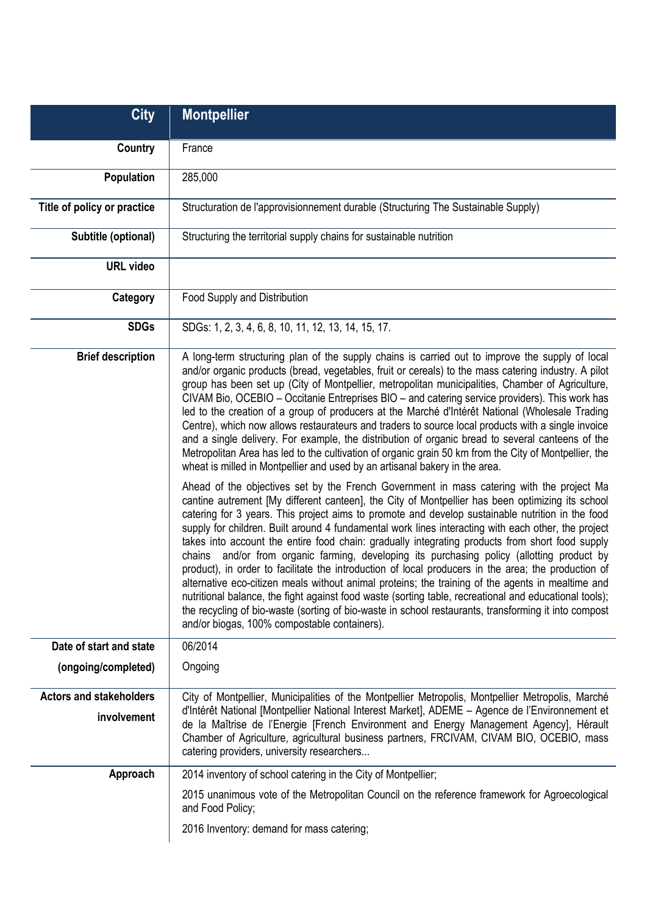| City | Montpellier |
|---|---|
| Country | France |
| Population | 285,000 |
| Title of policy or practice | Structuration de l'approvisionnement durable (Structuring The Sustainable Supply) |
| Subtitle (optional) | Structuring the territorial supply chains for sustainable nutrition |
| URL video | |
| Category | Food Supply and Distribution |
| SDGs | SDGs: 1, 2, 3, 4, 6, 8, 10, 11, 12, 13, 14, 15, 17. |
| Brief description | A long-term structuring plan of the supply chains is carried out to improve the supply of local and/or organic products (bread, vegetables, fruit or cereals) to the mass catering industry. A pilot group has been set up (City of Montpellier, metropolitan municipalities, Chamber of Agriculture, CIVAM Bio, OCEBIO – Occitanie Entreprises BIO – and catering service providers). This work has led to the creation of a group of producers at the Marché d'Intérêt National (Wholesale Trading Centre), which now allows restaurateurs and traders to source local products with a single invoice and a single delivery. For example, the distribution of organic bread to several canteens of the Metropolitan Area has led to the cultivation of organic grain 50 km from the City of Montpellier, the wheat is milled in Montpellier and used by an artisanal bakery in the area.<br><br>Ahead of the objectives set by the French Government in mass catering with the project Ma cantine autrement [My different canteen], the City of Montpellier has been optimizing its school catering for 3 years. This project aims to promote and develop sustainable nutrition in the food supply for children. Built around 4 fundamental work lines interacting with each other, the project takes into account the entire food chain: gradually integrating products from short food supply chains and/or from organic farming, developing its purchasing policy (allotting product by product), in order to facilitate the introduction of local producers in the area; the production of alternative eco-citizen meals without animal proteins; the training of the agents in mealtime and nutritional balance, the fight against food waste (sorting table, recreational and educational tools); the recycling of bio-waste (sorting of bio-waste in school restaurants, transforming it into compost and/or biogas, 100% compostable containers). |
| Date of start and state (ongoing/completed) | 06/2014<br>Ongoing |
| Actors and stakeholders involvement | City of Montpellier, Municipalities of the Montpellier Metropolis, Montpellier Metropolis, Marché d'Intérêt National [Montpellier National Interest Market], ADEME – Agence de l'Environnement et de la Maîtrise de l'Energie [French Environment and Energy Management Agency], Hérault Chamber of Agriculture, agricultural business partners, FRCIVAM, CIVAM BIO, OCEBIO, mass catering providers, university researchers... |
| Approach | 2014 inventory of school catering in the City of Montpellier;<br><br>2015 unanimous vote of the Metropolitan Council on the reference framework for Agroecological and Food Policy;<br><br>2016 Inventory: demand for mass catering; |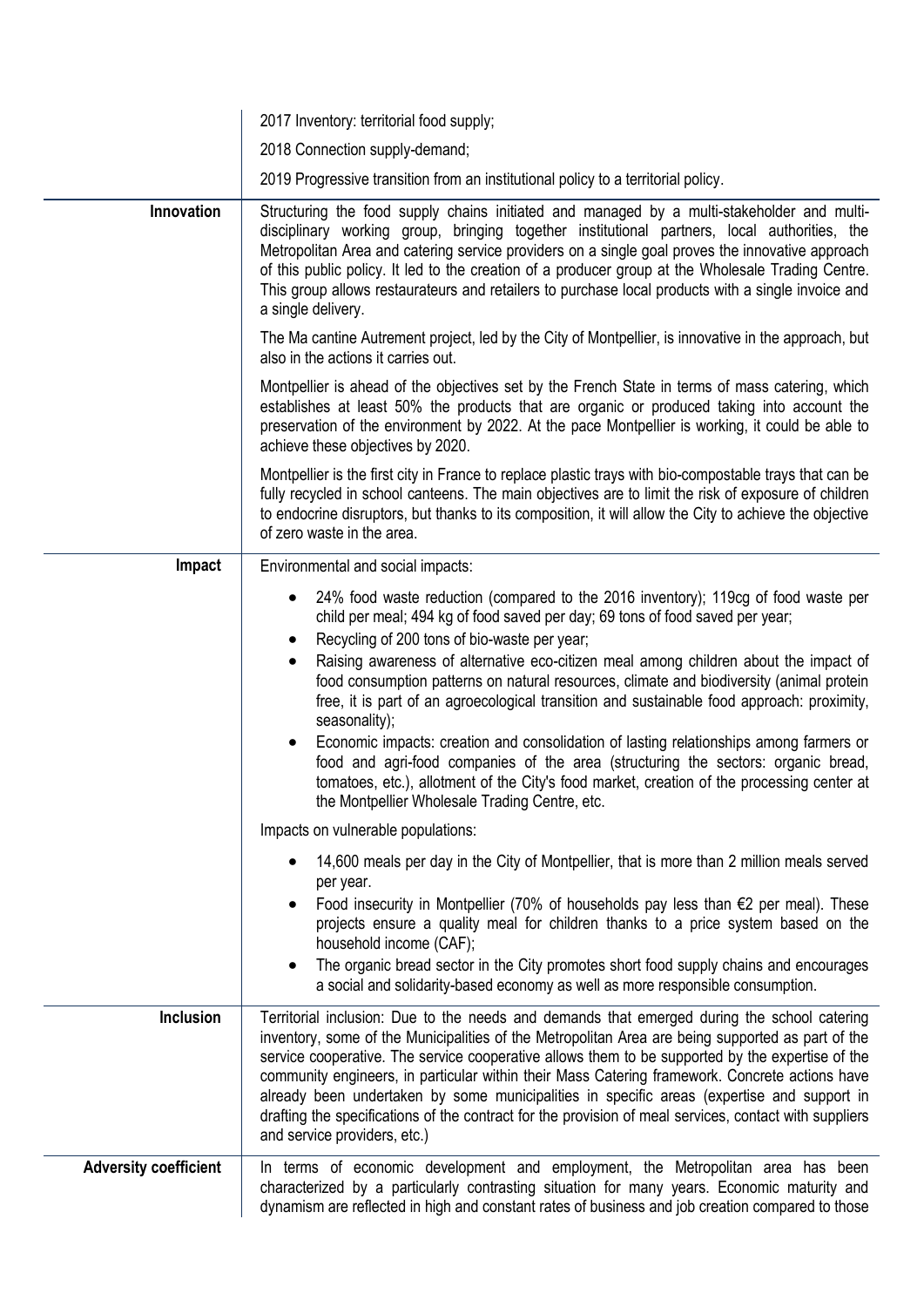| | |
|---|---|
| | 2017 Inventory: territorial food supply;<br><br>2018 Connection supply-demand;<br><br>2019 Progressive transition from an institutional policy to a territorial policy. |
| **Innovation** | Structuring the food supply chains initiated and managed by a multi-stakeholder and multi-disciplinary working group, bringing together institutional partners, local authorities, the Metropolitan Area and catering service providers on a single goal proves the innovative approach of this public policy. It led to the creation of a producer group at the Wholesale Trading Centre. This group allows restaurateurs and retailers to purchase local products with a single invoice and a single delivery.<br><br>The Ma cantine Autrement project, led by the City of Montpellier, is innovative in the approach, but also in the actions it carries out.<br><br>Montpellier is ahead of the objectives set by the French State in terms of mass catering, which establishes at least 50% the products that are organic or produced taking into account the preservation of the environment by 2022. At the pace Montpellier is working, it could be able to achieve these objectives by 2020.<br><br>Montpellier is the first city in France to replace plastic trays with bio-compostable trays that can be fully recycled in school canteens. The main objectives are to limit the risk of exposure of children to endocrine disruptors, but thanks to its composition, it will allow the City to achieve the objective of zero waste in the area. |
| **Impact** | Environmental and social impacts:<br><br>• 24% food waste reduction (compared to the 2016 inventory); 119cg of food waste per child per meal; 494 kg of food saved per day; 69 tons of food saved per year;<br>• Recycling of 200 tons of bio-waste per year;<br>• Raising awareness of alternative eco-citizen meal among children about the impact of food consumption patterns on natural resources, climate and biodiversity (animal protein free, it is part of an agroecological transition and sustainable food approach: proximity, seasonality);<br>• Economic impacts: creation and consolidation of lasting relationships among farmers or food and agri-food companies of the area (structuring the sectors: organic bread, tomatoes, etc.), allotment of the City's food market, creation of the processing center at the Montpellier Wholesale Trading Centre, etc.<br><br>Impacts on vulnerable populations:<br><br>• 14,600 meals per day in the City of Montpellier, that is more than 2 million meals served per year.<br>• Food insecurity in Montpellier (70% of households pay less than €2 per meal). These projects ensure a quality meal for children thanks to a price system based on the household income (CAF);<br>• The organic bread sector in the City promotes short food supply chains and encourages a social and solidarity-based economy as well as more responsible consumption. |
| **Inclusion** | Territorial inclusion: Due to the needs and demands that emerged during the school catering inventory, some of the Municipalities of the Metropolitan Area are being supported as part of the service cooperative. The service cooperative allows them to be supported by the expertise of the community engineers, in particular within their Mass Catering framework. Concrete actions have already been undertaken by some municipalities in specific areas (expertise and support in drafting the specifications of the contract for the provision of meal services, contact with suppliers and service providers, etc.) |
| **Adversity coefficient** | In terms of economic development and employment, the Metropolitan area has been characterized by a particularly contrasting situation for many years. Economic maturity and dynamism are reflected in high and constant rates of business and job creation compared to those |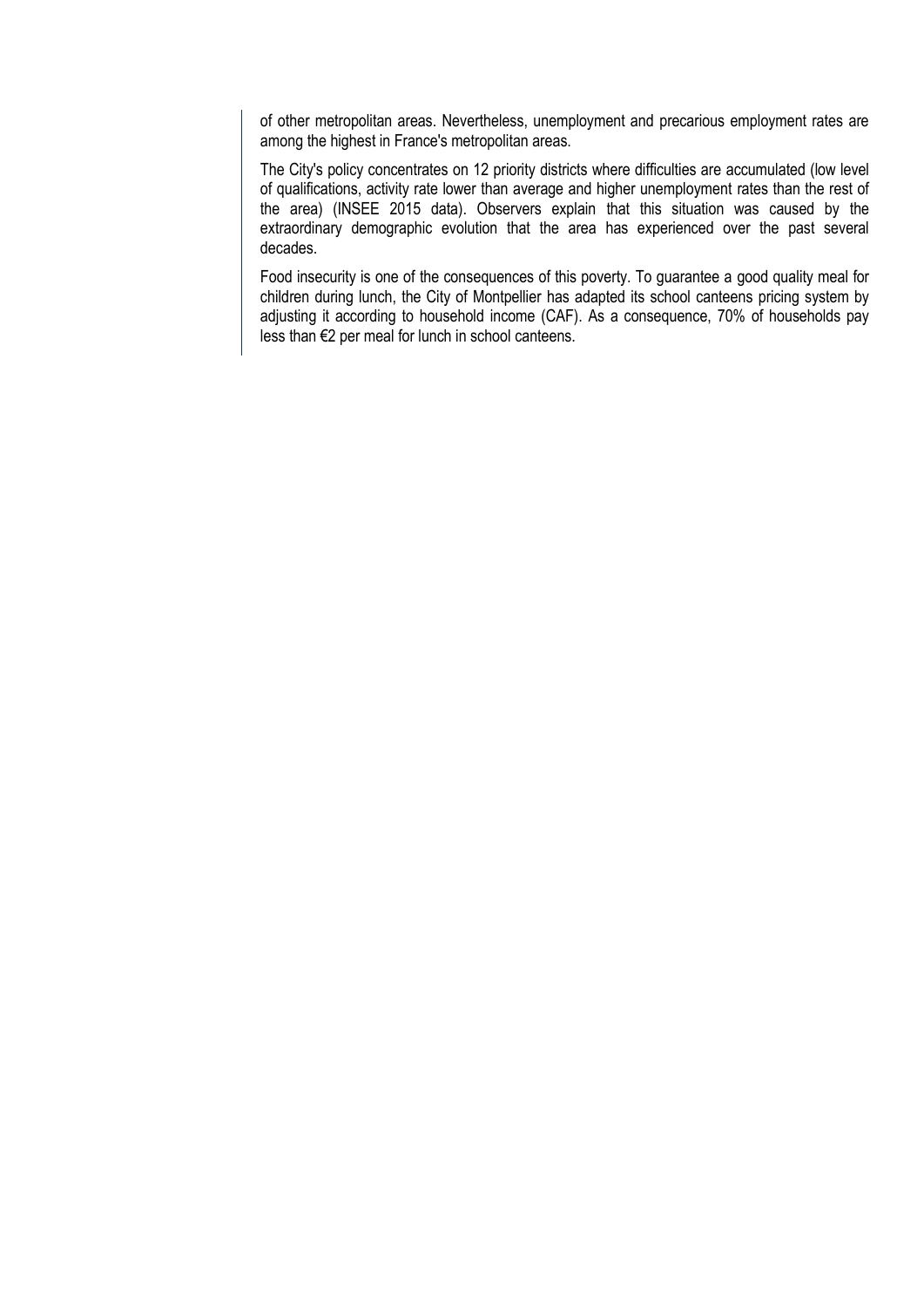of other metropolitan areas. Nevertheless, unemployment and precarious employment rates are among the highest in France's metropolitan areas.

The City's policy concentrates on 12 priority districts where difficulties are accumulated (low level of qualifications, activity rate lower than average and higher unemployment rates than the rest of the area) (INSEE 2015 data). Observers explain that this situation was caused by the extraordinary demographic evolution that the area has experienced over the past several decades.

Food insecurity is one of the consequences of this poverty. To guarantee a good quality meal for children during lunch, the City of Montpellier has adapted its school canteens pricing system by adjusting it according to household income (CAF). As a consequence, 70% of households pay less than €2 per meal for lunch in school canteens.